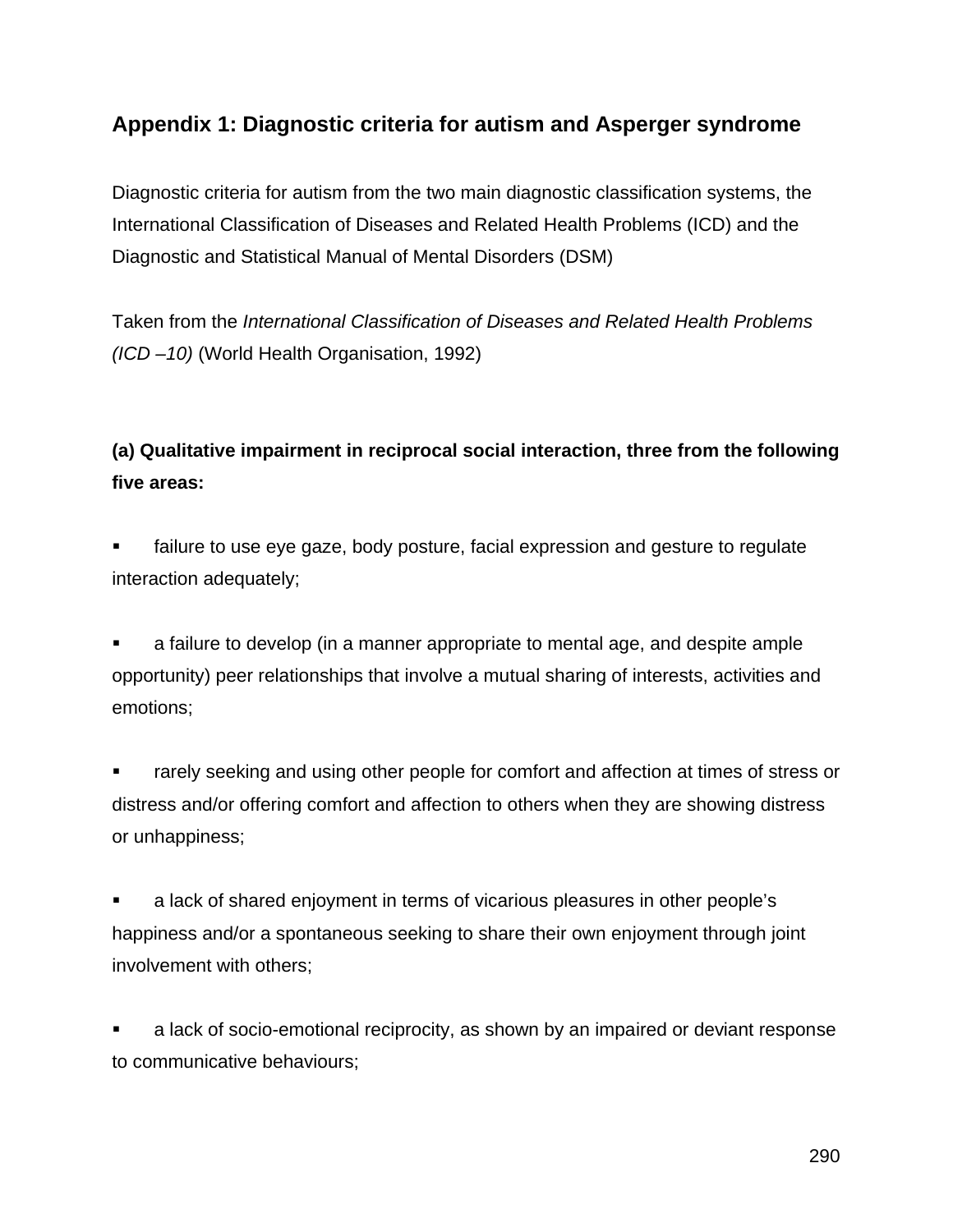## Appendix 1: Diagnostic criteria for autism and Asperger syndrome

Diagnostic criteria for autism from the two main diagnostic classification systems, the International Classification of Diseases and Related Health Problems (ICD) and the Diagnostic and Statistical Manual of Mental Disorders (DSM)

Taken from the *International Classification of Diseases and Related Health Problems (ICD –10)* (World Health Organisation, 1992)

**(a) Qualitative impairment in reciprocal social interaction, three from the following five areas:**

- failure to use eye gaze, body posture, facial expression and gesture to regulate interaction adequately;

- a failure to develop (in a manner appropriate to mental age, and despite ample opportunity) peer relationships that involve a mutual sharing of interests, activities and emotions;

- rarely seeking and using other people for comfort and affection at times of stress or distress and/or offering comfort and affection to others when they are showing distress or unhappiness;

- a lack of shared enjoyment in terms of vicarious pleasures in other people's happiness and/or a spontaneous seeking to share their own enjoyment through joint involvement with others;

- a lack of socio-emotional reciprocity, as shown by an impaired or deviant response to communicative behaviours;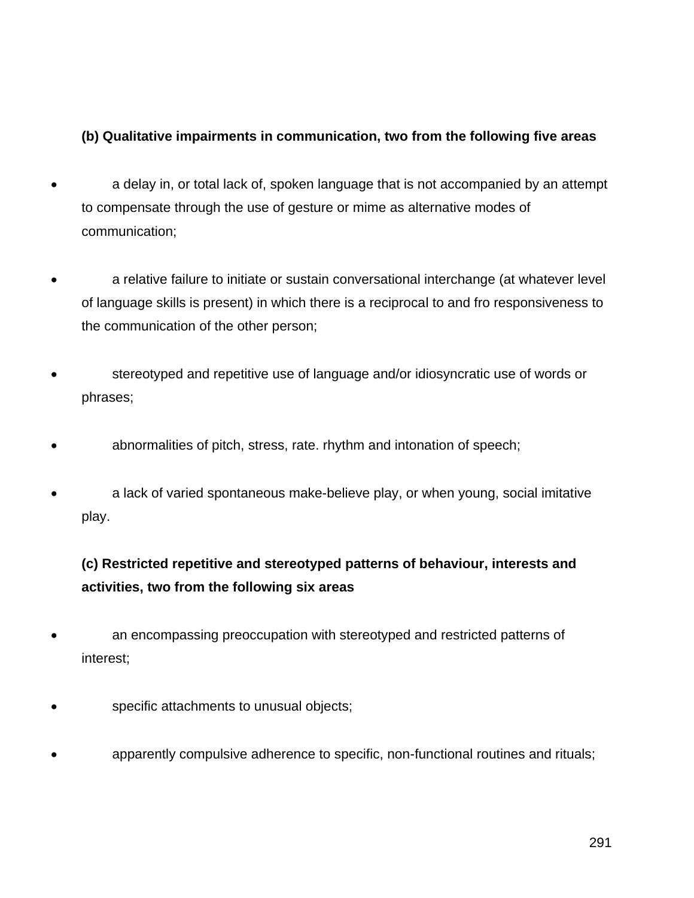**(b) Qualitative impairments in communication, two from the following five areas**

- a delay in, or total lack of, spoken language that is not accompanied by an attempt to compensate through the use of gesture or mime as alternative modes of communication;
- a relative failure to initiate or sustain conversational interchange (at whatever level of language skills is present) in which there is a reciprocal to and fro responsiveness to the communication of the other person;
- stereotyped and repetitive use of language and/or idiosyncratic use of words or phrases;
- abnormalities of pitch, stress, rate. rhythm and intonation of speech;
- a lack of varied spontaneous make-believe play, or when young, social imitative play.

**(c) Restricted repetitive and stereotyped patterns of behaviour, interests and activities, two from the following six areas**

- an encompassing preoccupation with stereotyped and restricted patterns of interest;
- specific attachments to unusual objects;
- apparently compulsive adherence to specific, non-functional routines and rituals;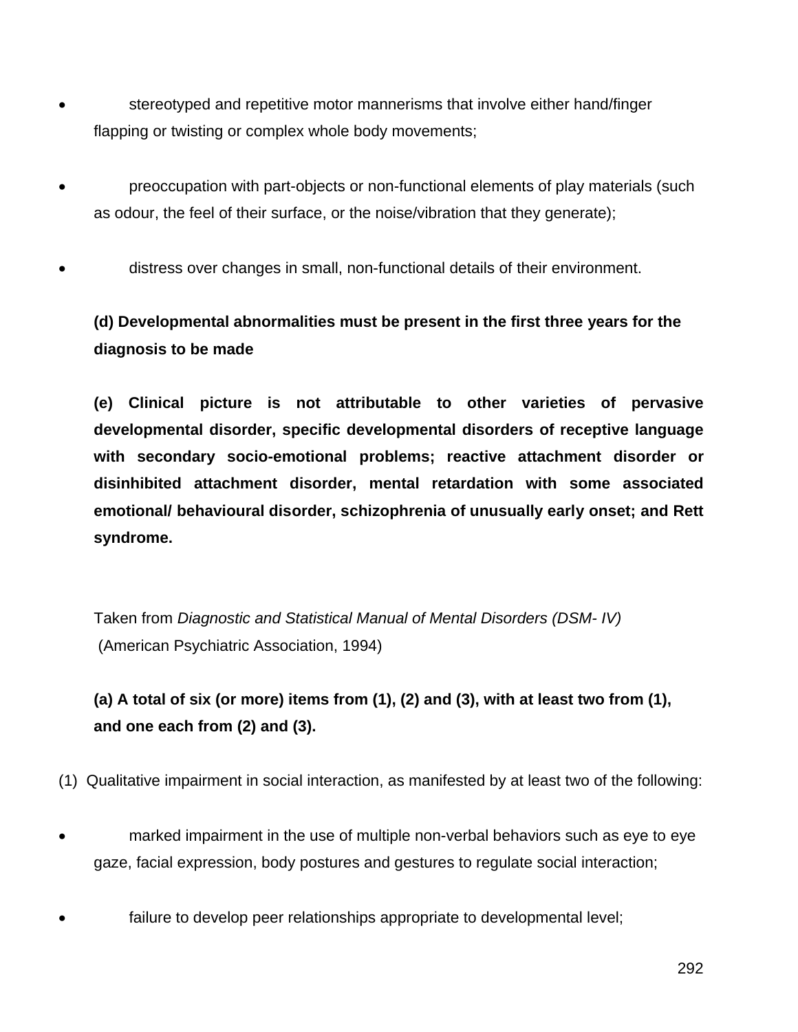- stereotyped and repetitive motor mannerisms that involve either hand/finger flapping or twisting or complex whole body movements;

- preoccupation with part-objects or non-functional elements of play materials (such as odour, the feel of their surface, or the noise/vibration that they generate);

- distress over changes in small, non-functional details of their environment.

**(d) Developmental abnormalities must be present in the first three years for the diagnosis to be made**

**(e) Clinical picture is not attributable to other varieties of pervasive developmental disorder, specific developmental disorders of receptive language with secondary socio-emotional problems; reactive attachment disorder or disinhibited attachment disorder, mental retardation with some associated emotional/ behavioural disorder, schizophrenia of unusually early onset; and Rett syndrome.**

Taken from *Diagnostic and Statistical Manual of Mental Disorders (DSM- IV)* (American Psychiatric Association, 1994)

**(a) A total of six (or more) items from (1), (2) and (3), with at least two from (1), and one each from (2) and (3).**

(1) Qualitative impairment in social interaction, as manifested by at least two of the following:

- marked impairment in the use of multiple non-verbal behaviors such as eye to eye gaze, facial expression, body postures and gestures to regulate social interaction;

- failure to develop peer relationships appropriate to developmental level;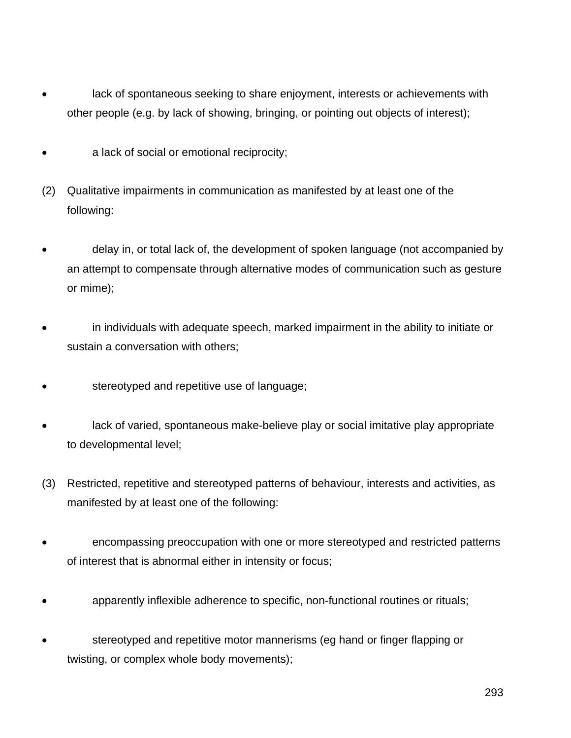- lack of spontaneous seeking to share enjoyment, interests or achievements with other people (e.g. by lack of showing, bringing, or pointing out objects of interest);

- a lack of social or emotional reciprocity;

(2) Qualitative impairments in communication as manifested by at least one of the following:

- delay in, or total lack of, the development of spoken language (not accompanied by an attempt to compensate through alternative modes of communication such as gesture or mime);

- in individuals with adequate speech, marked impairment in the ability to initiate or sustain a conversation with others;

- stereotyped and repetitive use of language;

- lack of varied, spontaneous make-believe play or social imitative play appropriate to developmental level;

(3) Restricted, repetitive and stereotyped patterns of behaviour, interests and activities, as manifested by at least one of the following:

- encompassing preoccupation with one or more stereotyped and restricted patterns of interest that is abnormal either in intensity or focus;

- apparently inflexible adherence to specific, non-functional routines or rituals;

- stereotyped and repetitive motor mannerisms (eg hand or finger flapping or twisting, or complex whole body movements);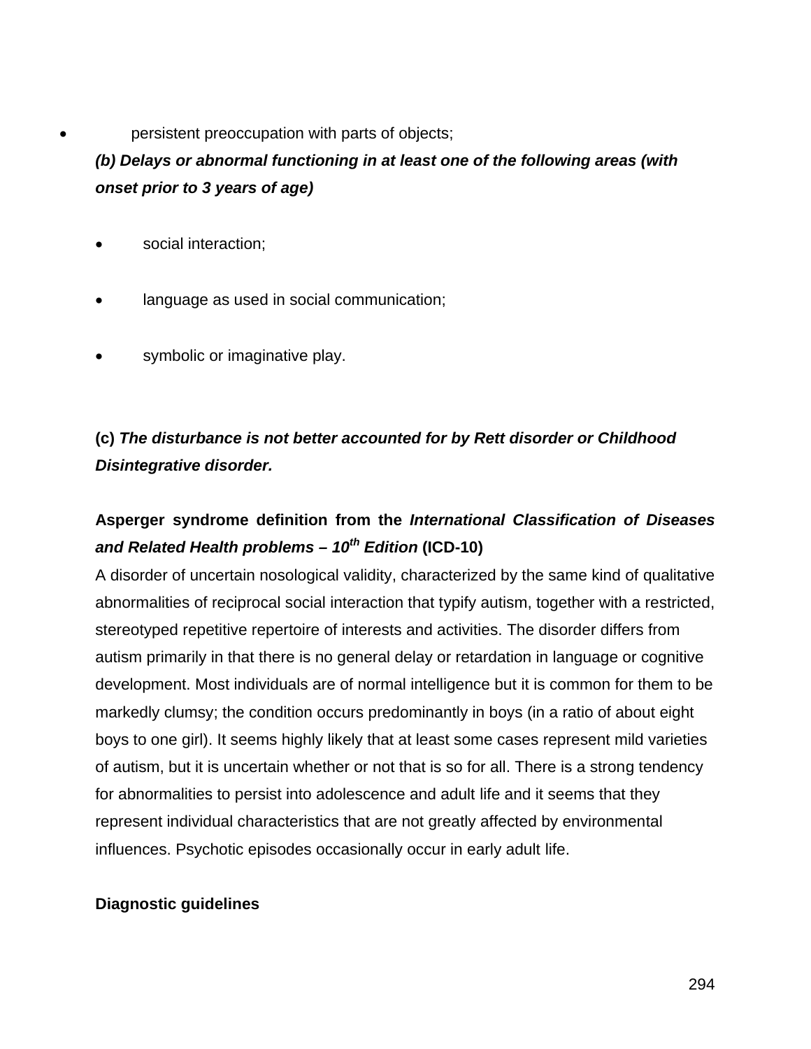- persistent preoccupation with parts of objects;

***(b) Delays or abnormal functioning in at least one of the following areas (with onset prior to 3 years of age)***

- social interaction;
- language as used in social communication;
- symbolic or imaginative play.

**(c)** ***The disturbance is not better accounted for by Rett disorder or Childhood Disintegrative disorder.***

**Asperger syndrome definition from the *International Classification of Diseases and Related Health problems – 10th Edition* (ICD-10)**

A disorder of uncertain nosological validity, characterized by the same kind of qualitative abnormalities of reciprocal social interaction that typify autism, together with a restricted, stereotyped repetitive repertoire of interests and activities. The disorder differs from autism primarily in that there is no general delay or retardation in language or cognitive development. Most individuals are of normal intelligence but it is common for them to be markedly clumsy; the condition occurs predominantly in boys (in a ratio of about eight boys to one girl). It seems highly likely that at least some cases represent mild varieties of autism, but it is uncertain whether or not that is so for all. There is a strong tendency for abnormalities to persist into adolescence and adult life and it seems that they represent individual characteristics that are not greatly affected by environmental influences. Psychotic episodes occasionally occur in early adult life.

**Diagnostic guidelines**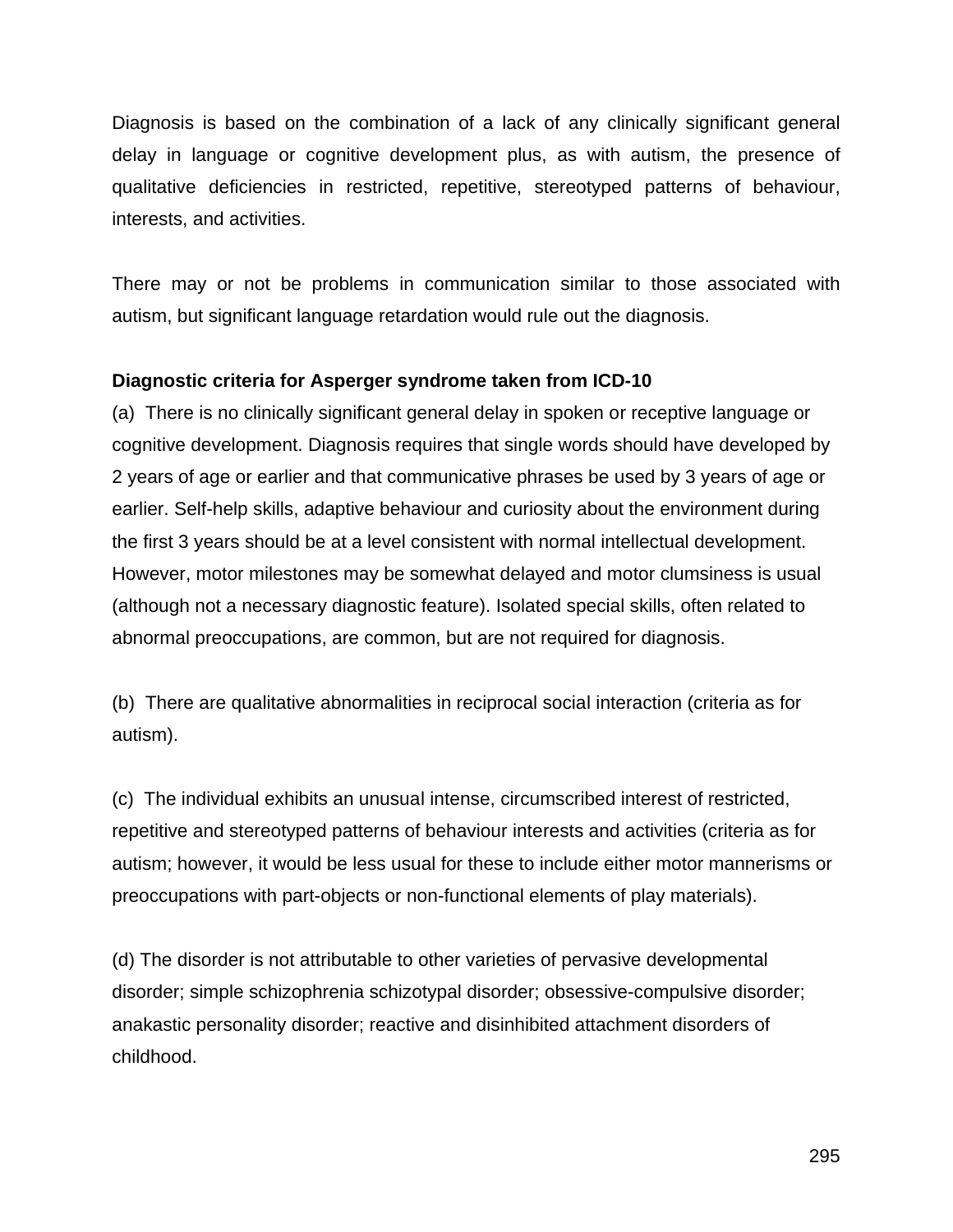Diagnosis is based on the combination of a lack of any clinically significant general delay in language or cognitive development plus, as with autism, the presence of qualitative deficiencies in restricted, repetitive, stereotyped patterns of behaviour, interests, and activities.

There may or not be problems in communication similar to those associated with autism, but significant language retardation would rule out the diagnosis.

**Diagnostic criteria for Asperger syndrome taken from ICD-10**

(a) There is no clinically significant general delay in spoken or receptive language or cognitive development. Diagnosis requires that single words should have developed by 2 years of age or earlier and that communicative phrases be used by 3 years of age or earlier. Self-help skills, adaptive behaviour and curiosity about the environment during the first 3 years should be at a level consistent with normal intellectual development. However, motor milestones may be somewhat delayed and motor clumsiness is usual (although not a necessary diagnostic feature). Isolated special skills, often related to abnormal preoccupations, are common, but are not required for diagnosis.

(b) There are qualitative abnormalities in reciprocal social interaction (criteria as for autism).

(c) The individual exhibits an unusual intense, circumscribed interest of restricted, repetitive and stereotyped patterns of behaviour interests and activities (criteria as for autism; however, it would be less usual for these to include either motor mannerisms or preoccupations with part-objects or non-functional elements of play materials).

(d) The disorder is not attributable to other varieties of pervasive developmental disorder; simple schizophrenia schizotypal disorder; obsessive-compulsive disorder; anakastic personality disorder; reactive and disinhibited attachment disorders of childhood.